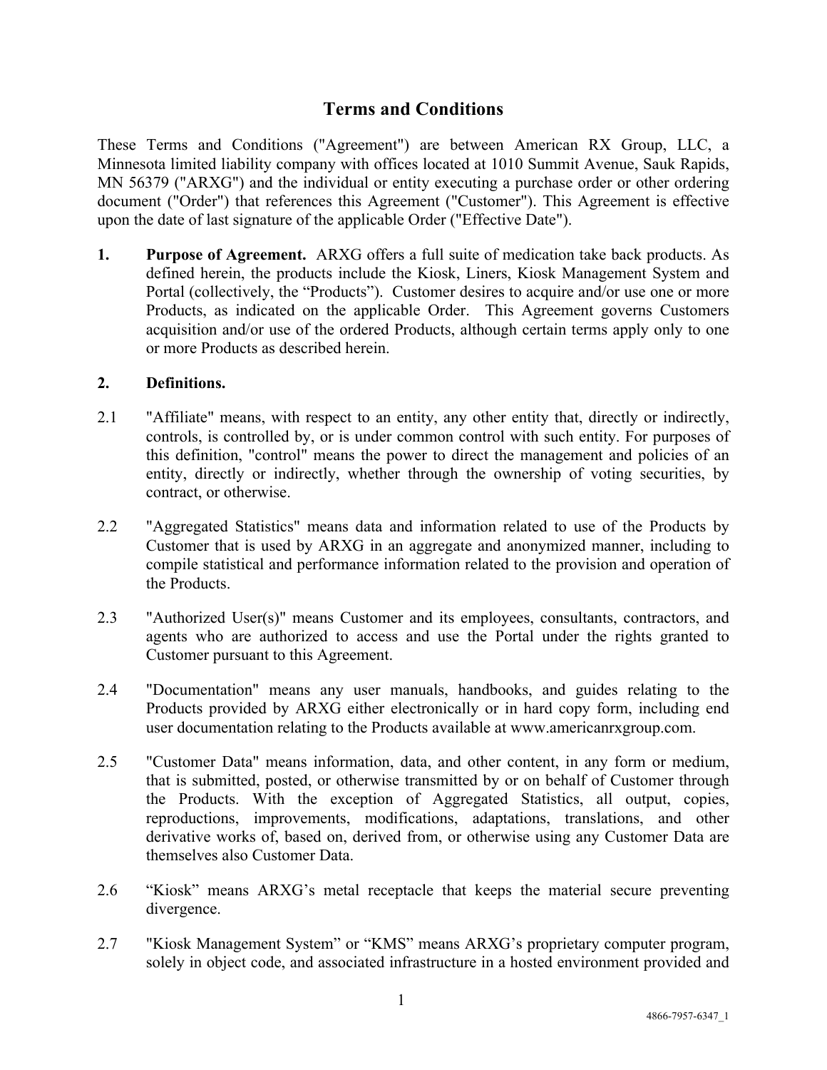# Terms and Conditions

These Terms and Conditions ("Agreement") are between American RX Group, LLC, a Minnesota limited liability company with offices located at 1010 Summit Avenue, Sauk Rapids, MN 56379 ("ARXG") and the individual or entity executing a purchase order or other ordering document ("Order") that references this Agreement ("Customer"). This Agreement is effective upon the date of last signature of the applicable Order ("Effective Date").

**1. Purpose of Agreement.** ARXG offers a full suite of medication take back products. As defined herein, the products include the Kiosk, Liners, Kiosk Management System and Portal (collectively, the "Products"). Customer desires to acquire and/or use one or more Products, as indicated on the applicable Order. This Agreement governs Customers acquisition and/or use of the ordered Products, although certain terms apply only to one or more Products as described herein.

**2. Definitions.**

2.1 "Affiliate" means, with respect to an entity, any other entity that, directly or indirectly, controls, is controlled by, or is under common control with such entity. For purposes of this definition, "control" means the power to direct the management and policies of an entity, directly or indirectly, whether through the ownership of voting securities, by contract, or otherwise.

2.2 "Aggregated Statistics" means data and information related to use of the Products by Customer that is used by ARXG in an aggregate and anonymized manner, including to compile statistical and performance information related to the provision and operation of the Products.

2.3 "Authorized User(s)" means Customer and its employees, consultants, contractors, and agents who are authorized to access and use the Portal under the rights granted to Customer pursuant to this Agreement.

2.4 "Documentation" means any user manuals, handbooks, and guides relating to the Products provided by ARXG either electronically or in hard copy form, including end user documentation relating to the Products available at www.americanrxgroup.com.

2.5 "Customer Data" means information, data, and other content, in any form or medium, that is submitted, posted, or otherwise transmitted by or on behalf of Customer through the Products. With the exception of Aggregated Statistics, all output, copies, reproductions, improvements, modifications, adaptations, translations, and other derivative works of, based on, derived from, or otherwise using any Customer Data are themselves also Customer Data.

2.6 "Kiosk" means ARXG's metal receptacle that keeps the material secure preventing divergence.

2.7 "Kiosk Management System" or "KMS" means ARXG's proprietary computer program, solely in object code, and associated infrastructure in a hosted environment provided and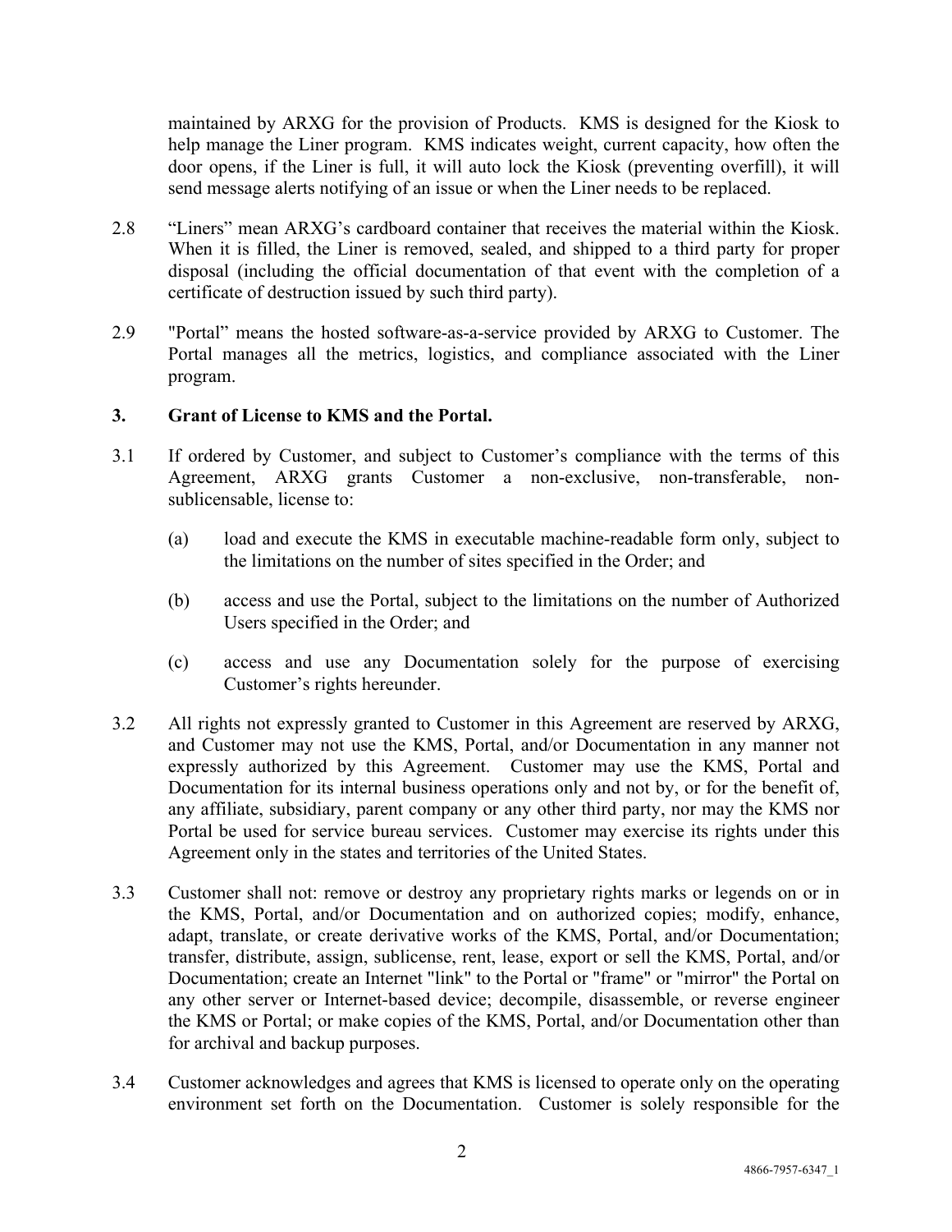maintained by ARXG for the provision of Products. KMS is designed for the Kiosk to help manage the Liner program. KMS indicates weight, current capacity, how often the door opens, if the Liner is full, it will auto lock the Kiosk (preventing overfill), it will send message alerts notifying of an issue or when the Liner needs to be replaced.

2.8 "Liners" mean ARXG's cardboard container that receives the material within the Kiosk. When it is filled, the Liner is removed, sealed, and shipped to a third party for proper disposal (including the official documentation of that event with the completion of a certificate of destruction issued by such third party).

2.9 "Portal" means the hosted software-as-a-service provided by ARXG to Customer. The Portal manages all the metrics, logistics, and compliance associated with the Liner program.

## 3. Grant of License to KMS and the Portal.

3.1 If ordered by Customer, and subject to Customer's compliance with the terms of this Agreement, ARXG grants Customer a non-exclusive, non-transferable, non-sublicensable, license to:

(a) load and execute the KMS in executable machine-readable form only, subject to the limitations on the number of sites specified in the Order; and

(b) access and use the Portal, subject to the limitations on the number of Authorized Users specified in the Order; and

(c) access and use any Documentation solely for the purpose of exercising Customer's rights hereunder.

3.2 All rights not expressly granted to Customer in this Agreement are reserved by ARXG, and Customer may not use the KMS, Portal, and/or Documentation in any manner not expressly authorized by this Agreement. Customer may use the KMS, Portal and Documentation for its internal business operations only and not by, or for the benefit of, any affiliate, subsidiary, parent company or any other third party, nor may the KMS nor Portal be used for service bureau services. Customer may exercise its rights under this Agreement only in the states and territories of the United States.

3.3 Customer shall not: remove or destroy any proprietary rights marks or legends on or in the KMS, Portal, and/or Documentation and on authorized copies; modify, enhance, adapt, translate, or create derivative works of the KMS, Portal, and/or Documentation; transfer, distribute, assign, sublicense, rent, lease, export or sell the KMS, Portal, and/or Documentation; create an Internet "link" to the Portal or "frame" or "mirror" the Portal on any other server or Internet-based device; decompile, disassemble, or reverse engineer the KMS or Portal; or make copies of the KMS, Portal, and/or Documentation other than for archival and backup purposes.

3.4 Customer acknowledges and agrees that KMS is licensed to operate only on the operating environment set forth on the Documentation. Customer is solely responsible for the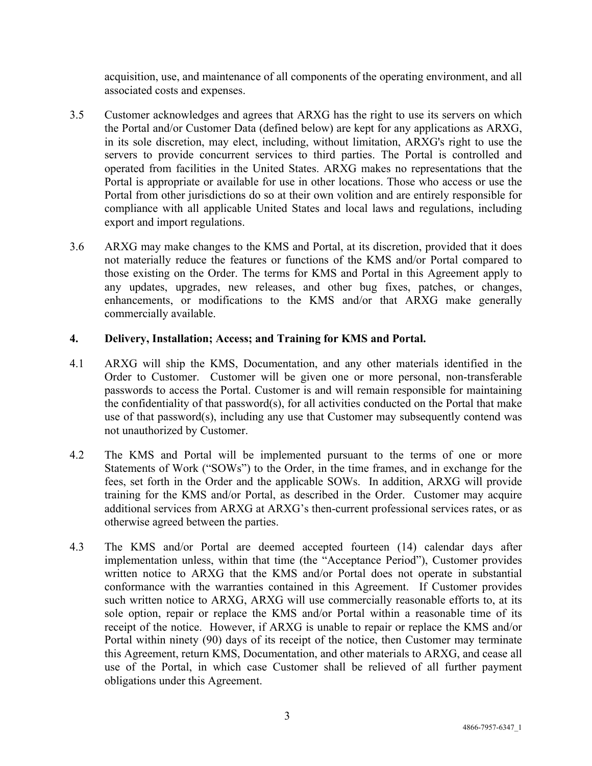acquisition, use, and maintenance of all components of the operating environment, and all associated costs and expenses.

3.5 Customer acknowledges and agrees that ARXG has the right to use its servers on which the Portal and/or Customer Data (defined below) are kept for any applications as ARXG, in its sole discretion, may elect, including, without limitation, ARXG's right to use the servers to provide concurrent services to third parties. The Portal is controlled and operated from facilities in the United States. ARXG makes no representations that the Portal is appropriate or available for use in other locations. Those who access or use the Portal from other jurisdictions do so at their own volition and are entirely responsible for compliance with all applicable United States and local laws and regulations, including export and import regulations.

3.6 ARXG may make changes to the KMS and Portal, at its discretion, provided that it does not materially reduce the features or functions of the KMS and/or Portal compared to those existing on the Order. The terms for KMS and Portal in this Agreement apply to any updates, upgrades, new releases, and other bug fixes, patches, or changes, enhancements, or modifications to the KMS and/or that ARXG make generally commercially available.

**4. Delivery, Installation; Access; and Training for KMS and Portal.**

4.1 ARXG will ship the KMS, Documentation, and any other materials identified in the Order to Customer. Customer will be given one or more personal, non-transferable passwords to access the Portal. Customer is and will remain responsible for maintaining the confidentiality of that password(s), for all activities conducted on the Portal that make use of that password(s), including any use that Customer may subsequently contend was not unauthorized by Customer.

4.2 The KMS and Portal will be implemented pursuant to the terms of one or more Statements of Work ("SOWs") to the Order, in the time frames, and in exchange for the fees, set forth in the Order and the applicable SOWs. In addition, ARXG will provide training for the KMS and/or Portal, as described in the Order. Customer may acquire additional services from ARXG at ARXG's then-current professional services rates, or as otherwise agreed between the parties.

4.3 The KMS and/or Portal are deemed accepted fourteen (14) calendar days after implementation unless, within that time (the "Acceptance Period"), Customer provides written notice to ARXG that the KMS and/or Portal does not operate in substantial conformance with the warranties contained in this Agreement. If Customer provides such written notice to ARXG, ARXG will use commercially reasonable efforts to, at its sole option, repair or replace the KMS and/or Portal within a reasonable time of its receipt of the notice. However, if ARXG is unable to repair or replace the KMS and/or Portal within ninety (90) days of its receipt of the notice, then Customer may terminate this Agreement, return KMS, Documentation, and other materials to ARXG, and cease all use of the Portal, in which case Customer shall be relieved of all further payment obligations under this Agreement.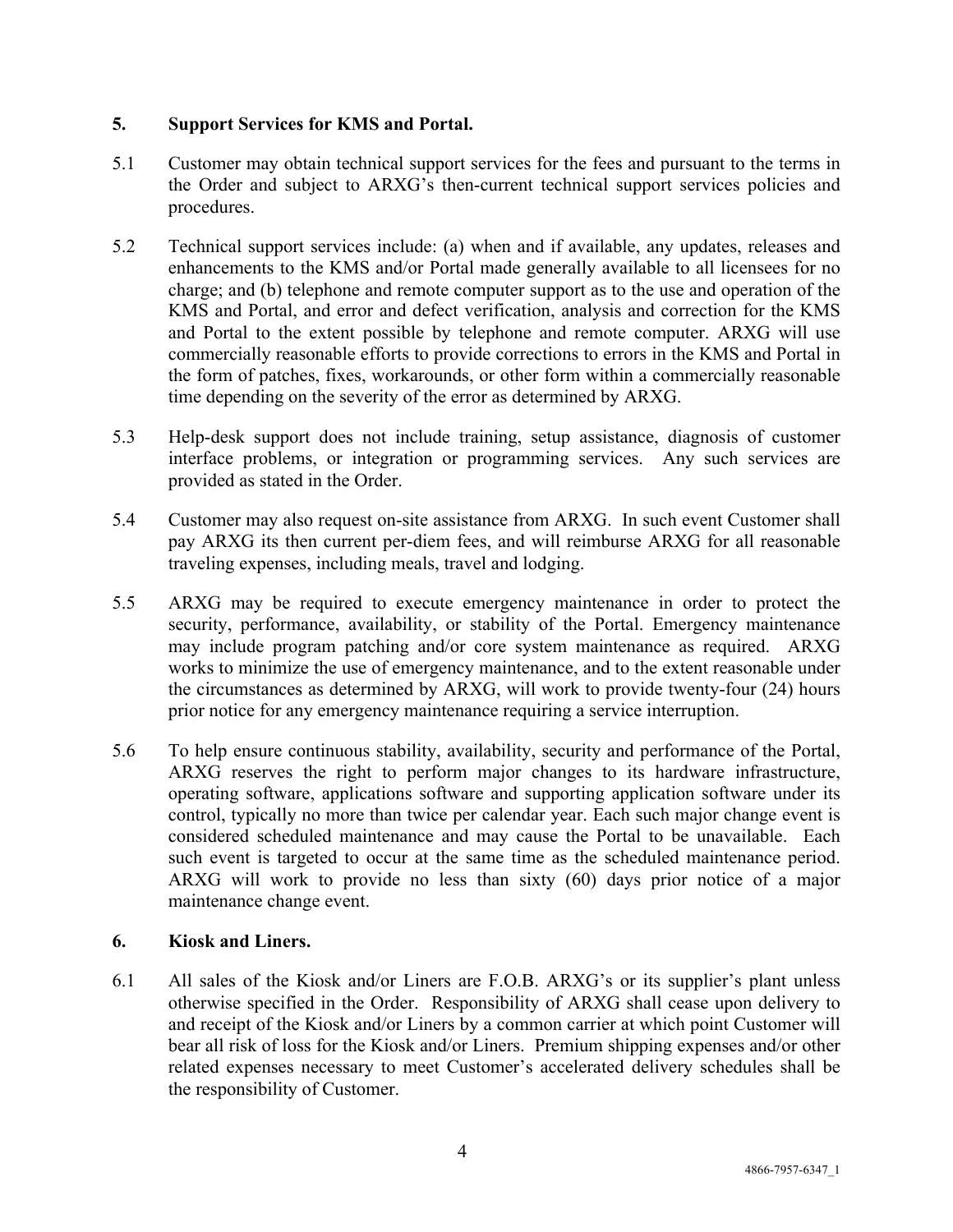## 5. Support Services for KMS and Portal.

5.1 Customer may obtain technical support services for the fees and pursuant to the terms in the Order and subject to ARXG's then-current technical support services policies and procedures.

5.2 Technical support services include: (a) when and if available, any updates, releases and enhancements to the KMS and/or Portal made generally available to all licensees for no charge; and (b) telephone and remote computer support as to the use and operation of the KMS and Portal, and error and defect verification, analysis and correction for the KMS and Portal to the extent possible by telephone and remote computer. ARXG will use commercially reasonable efforts to provide corrections to errors in the KMS and Portal in the form of patches, fixes, workarounds, or other form within a commercially reasonable time depending on the severity of the error as determined by ARXG.

5.3 Help-desk support does not include training, setup assistance, diagnosis of customer interface problems, or integration or programming services. Any such services are provided as stated in the Order.

5.4 Customer may also request on-site assistance from ARXG. In such event Customer shall pay ARXG its then current per-diem fees, and will reimburse ARXG for all reasonable traveling expenses, including meals, travel and lodging.

5.5 ARXG may be required to execute emergency maintenance in order to protect the security, performance, availability, or stability of the Portal. Emergency maintenance may include program patching and/or core system maintenance as required. ARXG works to minimize the use of emergency maintenance, and to the extent reasonable under the circumstances as determined by ARXG, will work to provide twenty-four (24) hours prior notice for any emergency maintenance requiring a service interruption.

5.6 To help ensure continuous stability, availability, security and performance of the Portal, ARXG reserves the right to perform major changes to its hardware infrastructure, operating software, applications software and supporting application software under its control, typically no more than twice per calendar year. Each such major change event is considered scheduled maintenance and may cause the Portal to be unavailable. Each such event is targeted to occur at the same time as the scheduled maintenance period. ARXG will work to provide no less than sixty (60) days prior notice of a major maintenance change event.

## 6. Kiosk and Liners.

6.1 All sales of the Kiosk and/or Liners are F.O.B. ARXG's or its supplier's plant unless otherwise specified in the Order. Responsibility of ARXG shall cease upon delivery to and receipt of the Kiosk and/or Liners by a common carrier at which point Customer will bear all risk of loss for the Kiosk and/or Liners. Premium shipping expenses and/or other related expenses necessary to meet Customer's accelerated delivery schedules shall be the responsibility of Customer.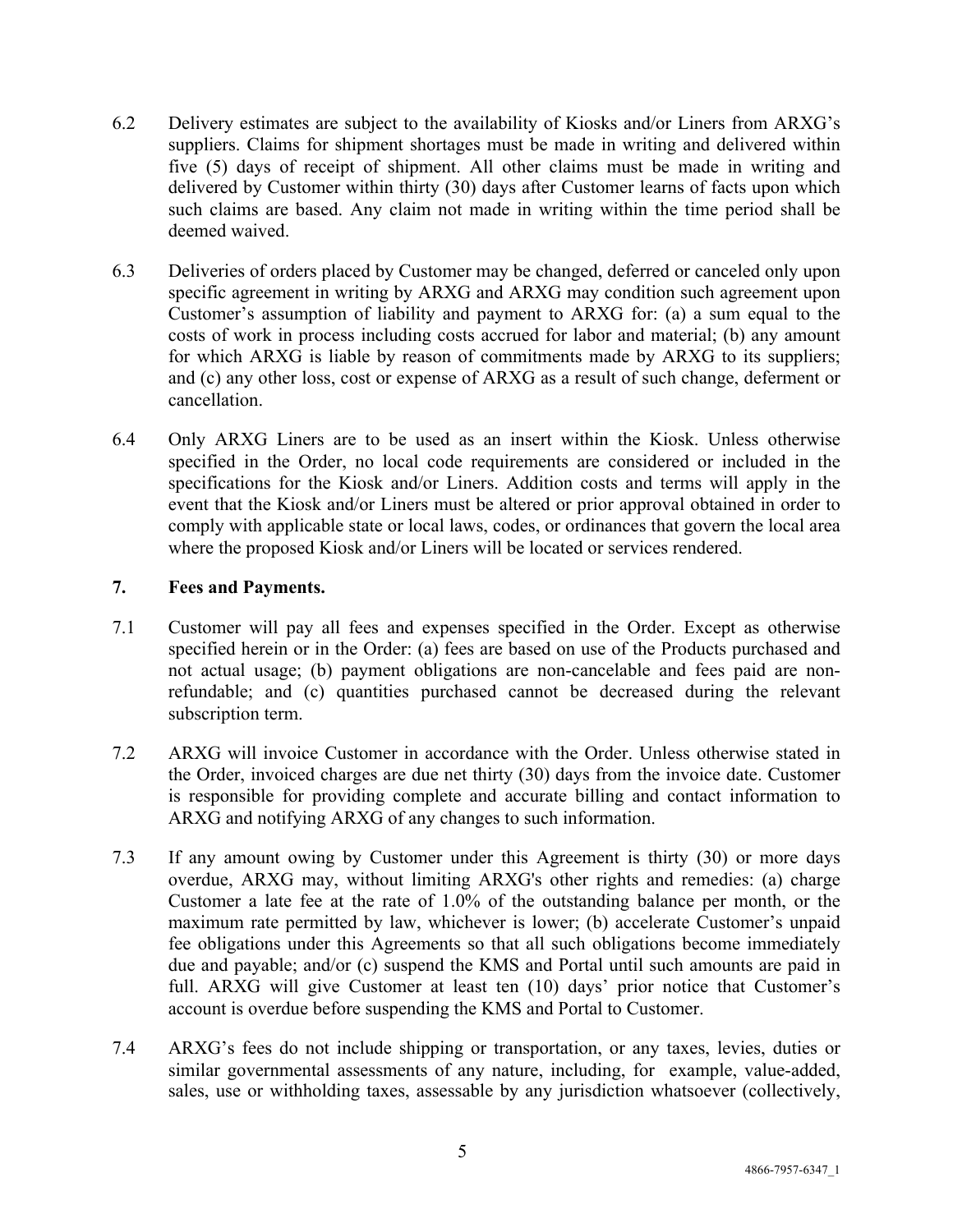6.2 Delivery estimates are subject to the availability of Kiosks and/or Liners from ARXG's suppliers. Claims for shipment shortages must be made in writing and delivered within five (5) days of receipt of shipment. All other claims must be made in writing and delivered by Customer within thirty (30) days after Customer learns of facts upon which such claims are based. Any claim not made in writing within the time period shall be deemed waived.

6.3 Deliveries of orders placed by Customer may be changed, deferred or canceled only upon specific agreement in writing by ARXG and ARXG may condition such agreement upon Customer's assumption of liability and payment to ARXG for: (a) a sum equal to the costs of work in process including costs accrued for labor and material; (b) any amount for which ARXG is liable by reason of commitments made by ARXG to its suppliers; and (c) any other loss, cost or expense of ARXG as a result of such change, deferment or cancellation.

6.4 Only ARXG Liners are to be used as an insert within the Kiosk. Unless otherwise specified in the Order, no local code requirements are considered or included in the specifications for the Kiosk and/or Liners. Addition costs and terms will apply in the event that the Kiosk and/or Liners must be altered or prior approval obtained in order to comply with applicable state or local laws, codes, or ordinances that govern the local area where the proposed Kiosk and/or Liners will be located or services rendered.

## 7. Fees and Payments.

7.1 Customer will pay all fees and expenses specified in the Order. Except as otherwise specified herein or in the Order: (a) fees are based on use of the Products purchased and not actual usage; (b) payment obligations are non-cancelable and fees paid are non-refundable; and (c) quantities purchased cannot be decreased during the relevant subscription term.

7.2 ARXG will invoice Customer in accordance with the Order. Unless otherwise stated in the Order, invoiced charges are due net thirty (30) days from the invoice date. Customer is responsible for providing complete and accurate billing and contact information to ARXG and notifying ARXG of any changes to such information.

7.3 If any amount owing by Customer under this Agreement is thirty (30) or more days overdue, ARXG may, without limiting ARXG's other rights and remedies: (a) charge Customer a late fee at the rate of 1.0% of the outstanding balance per month, or the maximum rate permitted by law, whichever is lower; (b) accelerate Customer's unpaid fee obligations under this Agreements so that all such obligations become immediately due and payable; and/or (c) suspend the KMS and Portal until such amounts are paid in full. ARXG will give Customer at least ten (10) days' prior notice that Customer's account is overdue before suspending the KMS and Portal to Customer.

7.4 ARXG's fees do not include shipping or transportation, or any taxes, levies, duties or similar governmental assessments of any nature, including, for example, value-added, sales, use or withholding taxes, assessable by any jurisdiction whatsoever (collectively,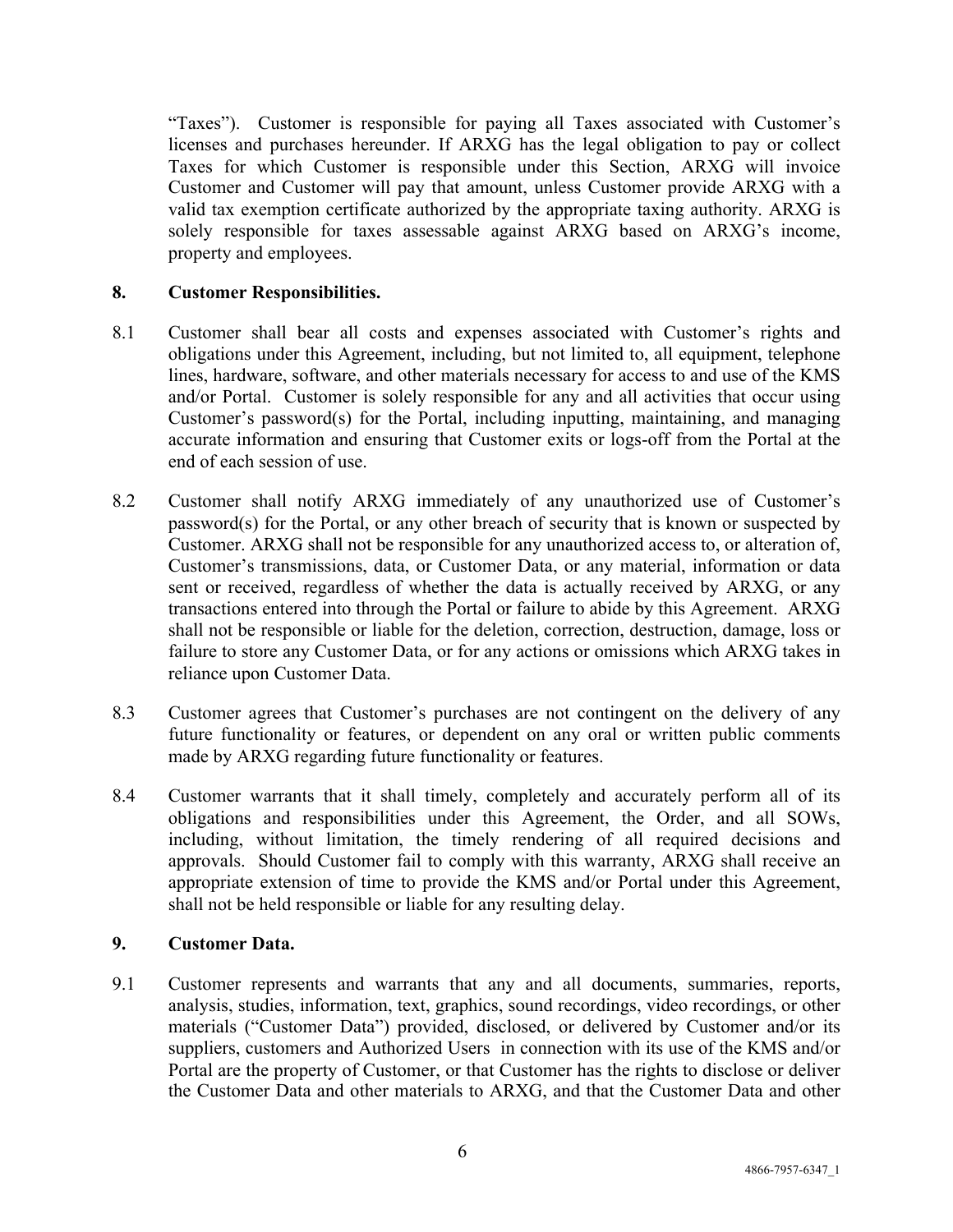“Taxes”). Customer is responsible for paying all Taxes associated with Customer’s licenses and purchases hereunder. If ARXG has the legal obligation to pay or collect Taxes for which Customer is responsible under this Section, ARXG will invoice Customer and Customer will pay that amount, unless Customer provide ARXG with a valid tax exemption certificate authorized by the appropriate taxing authority. ARXG is solely responsible for taxes assessable against ARXG based on ARXG’s income, property and employees.

**8. Customer Responsibilities.**

8.1 Customer shall bear all costs and expenses associated with Customer’s rights and obligations under this Agreement, including, but not limited to, all equipment, telephone lines, hardware, software, and other materials necessary for access to and use of the KMS and/or Portal. Customer is solely responsible for any and all activities that occur using Customer’s password(s) for the Portal, including inputting, maintaining, and managing accurate information and ensuring that Customer exits or logs-off from the Portal at the end of each session of use.

8.2 Customer shall notify ARXG immediately of any unauthorized use of Customer’s password(s) for the Portal, or any other breach of security that is known or suspected by Customer. ARXG shall not be responsible for any unauthorized access to, or alteration of, Customer’s transmissions, data, or Customer Data, or any material, information or data sent or received, regardless of whether the data is actually received by ARXG, or any transactions entered into through the Portal or failure to abide by this Agreement. ARXG shall not be responsible or liable for the deletion, correction, destruction, damage, loss or failure to store any Customer Data, or for any actions or omissions which ARXG takes in reliance upon Customer Data.

8.3 Customer agrees that Customer’s purchases are not contingent on the delivery of any future functionality or features, or dependent on any oral or written public comments made by ARXG regarding future functionality or features.

8.4 Customer warrants that it shall timely, completely and accurately perform all of its obligations and responsibilities under this Agreement, the Order, and all SOWs, including, without limitation, the timely rendering of all required decisions and approvals. Should Customer fail to comply with this warranty, ARXG shall receive an appropriate extension of time to provide the KMS and/or Portal under this Agreement, shall not be held responsible or liable for any resulting delay.

**9. Customer Data.**

9.1 Customer represents and warrants that any and all documents, summaries, reports, analysis, studies, information, text, graphics, sound recordings, video recordings, or other materials (“Customer Data”) provided, disclosed, or delivered by Customer and/or its suppliers, customers and Authorized Users in connection with its use of the KMS and/or Portal are the property of Customer, or that Customer has the rights to disclose or deliver the Customer Data and other materials to ARXG, and that the Customer Data and other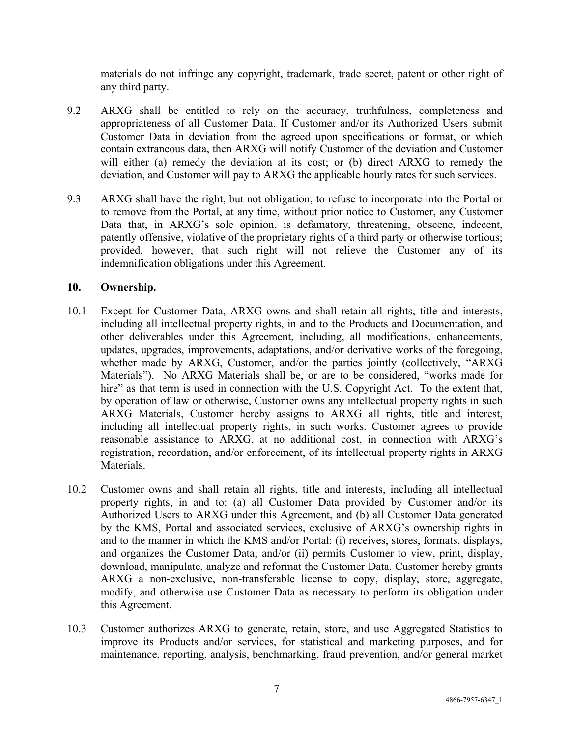materials do not infringe any copyright, trademark, trade secret, patent or other right of any third party.

9.2 ARXG shall be entitled to rely on the accuracy, truthfulness, completeness and appropriateness of all Customer Data. If Customer and/or its Authorized Users submit Customer Data in deviation from the agreed upon specifications or format, or which contain extraneous data, then ARXG will notify Customer of the deviation and Customer will either (a) remedy the deviation at its cost; or (b) direct ARXG to remedy the deviation, and Customer will pay to ARXG the applicable hourly rates for such services.

9.3 ARXG shall have the right, but not obligation, to refuse to incorporate into the Portal or to remove from the Portal, at any time, without prior notice to Customer, any Customer Data that, in ARXG's sole opinion, is defamatory, threatening, obscene, indecent, patently offensive, violative of the proprietary rights of a third party or otherwise tortious; provided, however, that such right will not relieve the Customer any of its indemnification obligations under this Agreement.

## 10. Ownership.

10.1 Except for Customer Data, ARXG owns and shall retain all rights, title and interests, including all intellectual property rights, in and to the Products and Documentation, and other deliverables under this Agreement, including, all modifications, enhancements, updates, upgrades, improvements, adaptations, and/or derivative works of the foregoing, whether made by ARXG, Customer, and/or the parties jointly (collectively, "ARXG Materials"). No ARXG Materials shall be, or are to be considered, "works made for hire" as that term is used in connection with the U.S. Copyright Act. To the extent that, by operation of law or otherwise, Customer owns any intellectual property rights in such ARXG Materials, Customer hereby assigns to ARXG all rights, title and interest, including all intellectual property rights, in such works. Customer agrees to provide reasonable assistance to ARXG, at no additional cost, in connection with ARXG's registration, recordation, and/or enforcement, of its intellectual property rights in ARXG Materials.

10.2 Customer owns and shall retain all rights, title and interests, including all intellectual property rights, in and to: (a) all Customer Data provided by Customer and/or its Authorized Users to ARXG under this Agreement, and (b) all Customer Data generated by the KMS, Portal and associated services, exclusive of ARXG's ownership rights in and to the manner in which the KMS and/or Portal: (i) receives, stores, formats, displays, and organizes the Customer Data; and/or (ii) permits Customer to view, print, display, download, manipulate, analyze and reformat the Customer Data. Customer hereby grants ARXG a non-exclusive, non-transferable license to copy, display, store, aggregate, modify, and otherwise use Customer Data as necessary to perform its obligation under this Agreement.

10.3 Customer authorizes ARXG to generate, retain, store, and use Aggregated Statistics to improve its Products and/or services, for statistical and marketing purposes, and for maintenance, reporting, analysis, benchmarking, fraud prevention, and/or general market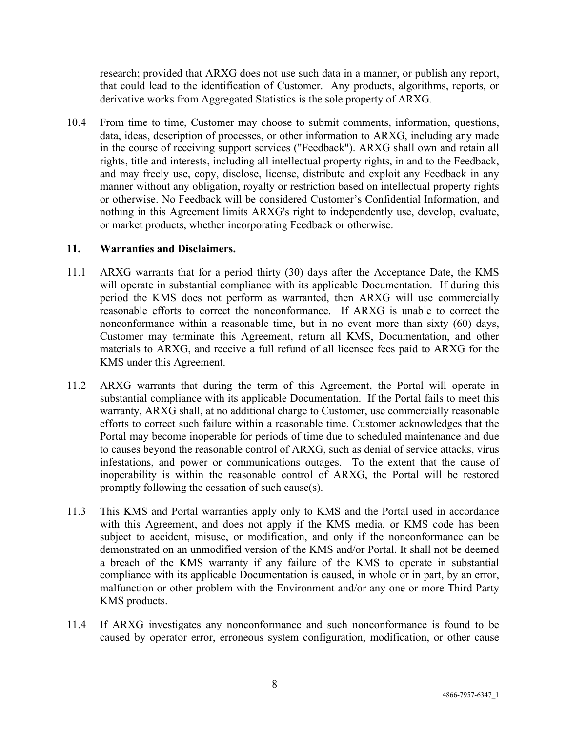research; provided that ARXG does not use such data in a manner, or publish any report, that could lead to the identification of Customer. Any products, algorithms, reports, or derivative works from Aggregated Statistics is the sole property of ARXG.

10.4 From time to time, Customer may choose to submit comments, information, questions, data, ideas, description of processes, or other information to ARXG, including any made in the course of receiving support services ("Feedback"). ARXG shall own and retain all rights, title and interests, including all intellectual property rights, in and to the Feedback, and may freely use, copy, disclose, license, distribute and exploit any Feedback in any manner without any obligation, royalty or restriction based on intellectual property rights or otherwise. No Feedback will be considered Customer's Confidential Information, and nothing in this Agreement limits ARXG's right to independently use, develop, evaluate, or market products, whether incorporating Feedback or otherwise.

**11. Warranties and Disclaimers.**

11.1 ARXG warrants that for a period thirty (30) days after the Acceptance Date, the KMS will operate in substantial compliance with its applicable Documentation. If during this period the KMS does not perform as warranted, then ARXG will use commercially reasonable efforts to correct the nonconformance. If ARXG is unable to correct the nonconformance within a reasonable time, but in no event more than sixty (60) days, Customer may terminate this Agreement, return all KMS, Documentation, and other materials to ARXG, and receive a full refund of all licensee fees paid to ARXG for the KMS under this Agreement.

11.2 ARXG warrants that during the term of this Agreement, the Portal will operate in substantial compliance with its applicable Documentation. If the Portal fails to meet this warranty, ARXG shall, at no additional charge to Customer, use commercially reasonable efforts to correct such failure within a reasonable time. Customer acknowledges that the Portal may become inoperable for periods of time due to scheduled maintenance and due to causes beyond the reasonable control of ARXG, such as denial of service attacks, virus infestations, and power or communications outages. To the extent that the cause of inoperability is within the reasonable control of ARXG, the Portal will be restored promptly following the cessation of such cause(s).

11.3 This KMS and Portal warranties apply only to KMS and the Portal used in accordance with this Agreement, and does not apply if the KMS media, or KMS code has been subject to accident, misuse, or modification, and only if the nonconformance can be demonstrated on an unmodified version of the KMS and/or Portal. It shall not be deemed a breach of the KMS warranty if any failure of the KMS to operate in substantial compliance with its applicable Documentation is caused, in whole or in part, by an error, malfunction or other problem with the Environment and/or any one or more Third Party KMS products.

11.4 If ARXG investigates any nonconformance and such nonconformance is found to be caused by operator error, erroneous system configuration, modification, or other cause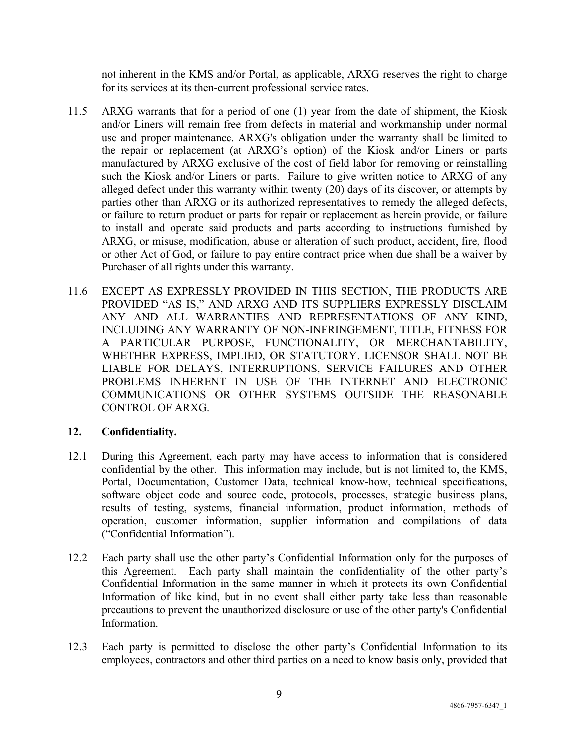not inherent in the KMS and/or Portal, as applicable, ARXG reserves the right to charge for its services at its then-current professional service rates.

11.5 ARXG warrants that for a period of one (1) year from the date of shipment, the Kiosk and/or Liners will remain free from defects in material and workmanship under normal use and proper maintenance. ARXG's obligation under the warranty shall be limited to the repair or replacement (at ARXG's option) of the Kiosk and/or Liners or parts manufactured by ARXG exclusive of the cost of field labor for removing or reinstalling such the Kiosk and/or Liners or parts. Failure to give written notice to ARXG of any alleged defect under this warranty within twenty (20) days of its discover, or attempts by parties other than ARXG or its authorized representatives to remedy the alleged defects, or failure to return product or parts for repair or replacement as herein provide, or failure to install and operate said products and parts according to instructions furnished by ARXG, or misuse, modification, abuse or alteration of such product, accident, fire, flood or other Act of God, or failure to pay entire contract price when due shall be a waiver by Purchaser of all rights under this warranty.

11.6 EXCEPT AS EXPRESSLY PROVIDED IN THIS SECTION, THE PRODUCTS ARE PROVIDED "AS IS," AND ARXG AND ITS SUPPLIERS EXPRESSLY DISCLAIM ANY AND ALL WARRANTIES AND REPRESENTATIONS OF ANY KIND, INCLUDING ANY WARRANTY OF NON-INFRINGEMENT, TITLE, FITNESS FOR A PARTICULAR PURPOSE, FUNCTIONALITY, OR MERCHANTABILITY, WHETHER EXPRESS, IMPLIED, OR STATUTORY. LICENSOR SHALL NOT BE LIABLE FOR DELAYS, INTERRUPTIONS, SERVICE FAILURES AND OTHER PROBLEMS INHERENT IN USE OF THE INTERNET AND ELECTRONIC COMMUNICATIONS OR OTHER SYSTEMS OUTSIDE THE REASONABLE CONTROL OF ARXG.

## 12. Confidentiality.

12.1 During this Agreement, each party may have access to information that is considered confidential by the other. This information may include, but is not limited to, the KMS, Portal, Documentation, Customer Data, technical know-how, technical specifications, software object code and source code, protocols, processes, strategic business plans, results of testing, systems, financial information, product information, methods of operation, customer information, supplier information and compilations of data ("Confidential Information").

12.2 Each party shall use the other party's Confidential Information only for the purposes of this Agreement. Each party shall maintain the confidentiality of the other party's Confidential Information in the same manner in which it protects its own Confidential Information of like kind, but in no event shall either party take less than reasonable precautions to prevent the unauthorized disclosure or use of the other party's Confidential Information.

12.3 Each party is permitted to disclose the other party's Confidential Information to its employees, contractors and other third parties on a need to know basis only, provided that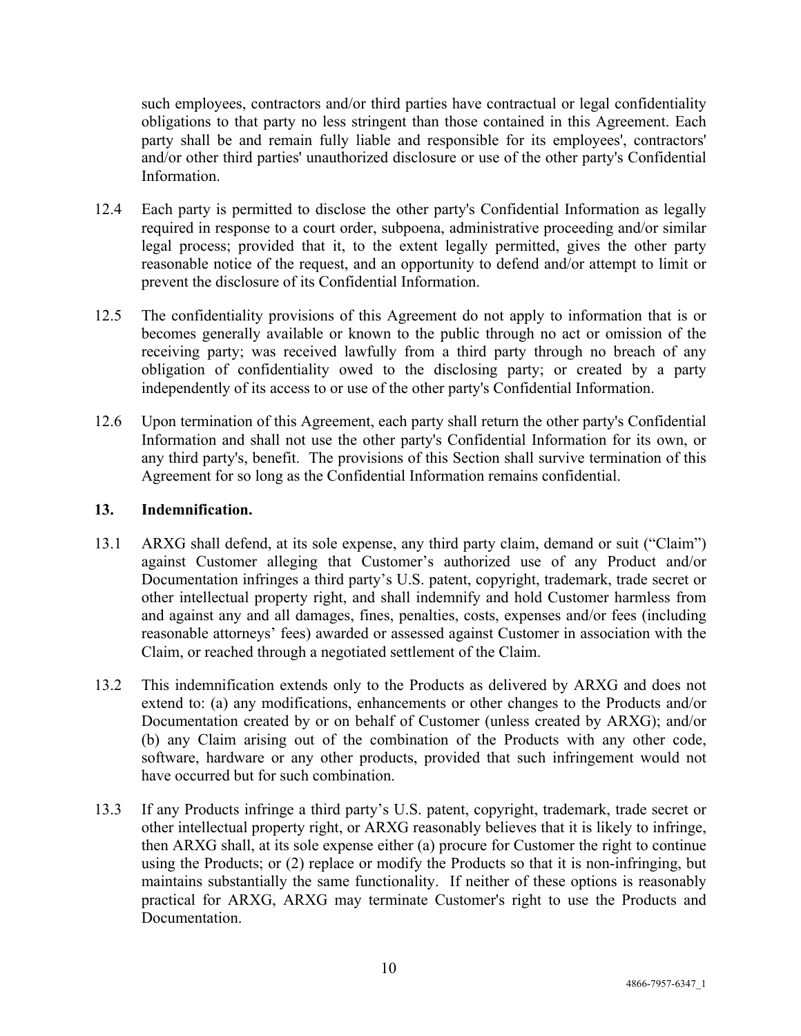such employees, contractors and/or third parties have contractual or legal confidentiality obligations to that party no less stringent than those contained in this Agreement. Each party shall be and remain fully liable and responsible for its employees', contractors' and/or other third parties' unauthorized disclosure or use of the other party's Confidential Information.

12.4 Each party is permitted to disclose the other party's Confidential Information as legally required in response to a court order, subpoena, administrative proceeding and/or similar legal process; provided that it, to the extent legally permitted, gives the other party reasonable notice of the request, and an opportunity to defend and/or attempt to limit or prevent the disclosure of its Confidential Information.

12.5 The confidentiality provisions of this Agreement do not apply to information that is or becomes generally available or known to the public through no act or omission of the receiving party; was received lawfully from a third party through no breach of any obligation of confidentiality owed to the disclosing party; or created by a party independently of its access to or use of the other party's Confidential Information.

12.6 Upon termination of this Agreement, each party shall return the other party's Confidential Information and shall not use the other party's Confidential Information for its own, or any third party's, benefit. The provisions of this Section shall survive termination of this Agreement for so long as the Confidential Information remains confidential.

## 13. Indemnification.

13.1 ARXG shall defend, at its sole expense, any third party claim, demand or suit ("Claim") against Customer alleging that Customer's authorized use of any Product and/or Documentation infringes a third party's U.S. patent, copyright, trademark, trade secret or other intellectual property right, and shall indemnify and hold Customer harmless from and against any and all damages, fines, penalties, costs, expenses and/or fees (including reasonable attorneys' fees) awarded or assessed against Customer in association with the Claim, or reached through a negotiated settlement of the Claim.

13.2 This indemnification extends only to the Products as delivered by ARXG and does not extend to: (a) any modifications, enhancements or other changes to the Products and/or Documentation created by or on behalf of Customer (unless created by ARXG); and/or (b) any Claim arising out of the combination of the Products with any other code, software, hardware or any other products, provided that such infringement would not have occurred but for such combination.

13.3 If any Products infringe a third party's U.S. patent, copyright, trademark, trade secret or other intellectual property right, or ARXG reasonably believes that it is likely to infringe, then ARXG shall, at its sole expense either (a) procure for Customer the right to continue using the Products; or (2) replace or modify the Products so that it is non-infringing, but maintains substantially the same functionality. If neither of these options is reasonably practical for ARXG, ARXG may terminate Customer's right to use the Products and Documentation.

4866-7957-6347_1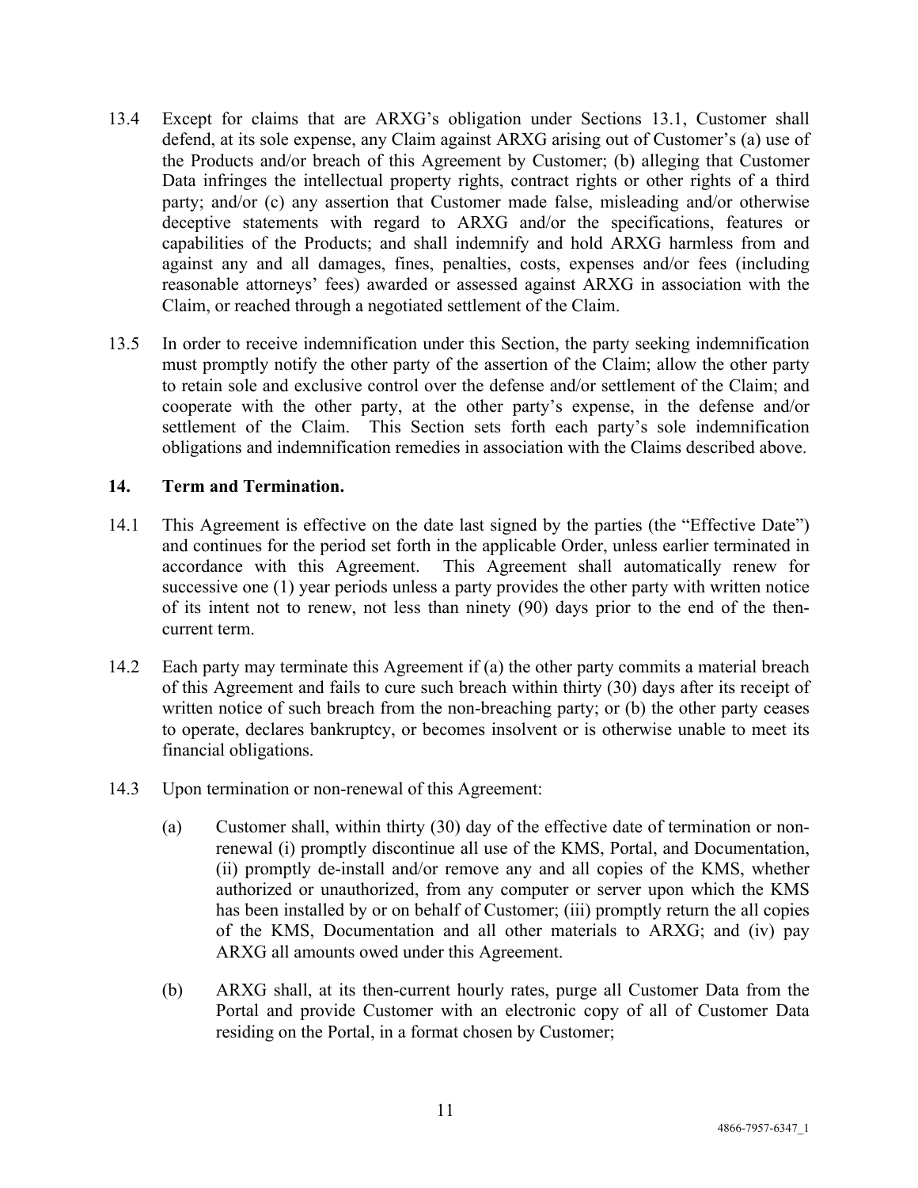13.4 Except for claims that are ARXG's obligation under Sections 13.1, Customer shall defend, at its sole expense, any Claim against ARXG arising out of Customer's (a) use of the Products and/or breach of this Agreement by Customer; (b) alleging that Customer Data infringes the intellectual property rights, contract rights or other rights of a third party; and/or (c) any assertion that Customer made false, misleading and/or otherwise deceptive statements with regard to ARXG and/or the specifications, features or capabilities of the Products; and shall indemnify and hold ARXG harmless from and against any and all damages, fines, penalties, costs, expenses and/or fees (including reasonable attorneys' fees) awarded or assessed against ARXG in association with the Claim, or reached through a negotiated settlement of the Claim.

13.5 In order to receive indemnification under this Section, the party seeking indemnification must promptly notify the other party of the assertion of the Claim; allow the other party to retain sole and exclusive control over the defense and/or settlement of the Claim; and cooperate with the other party, at the other party's expense, in the defense and/or settlement of the Claim. This Section sets forth each party's sole indemnification obligations and indemnification remedies in association with the Claims described above.

**14. Term and Termination.**

14.1 This Agreement is effective on the date last signed by the parties (the "Effective Date") and continues for the period set forth in the applicable Order, unless earlier terminated in accordance with this Agreement. This Agreement shall automatically renew for successive one (1) year periods unless a party provides the other party with written notice of its intent not to renew, not less than ninety (90) days prior to the end of the then-current term.

14.2 Each party may terminate this Agreement if (a) the other party commits a material breach of this Agreement and fails to cure such breach within thirty (30) days after its receipt of written notice of such breach from the non-breaching party; or (b) the other party ceases to operate, declares bankruptcy, or becomes insolvent or is otherwise unable to meet its financial obligations.

14.3 Upon termination or non-renewal of this Agreement:

(a) Customer shall, within thirty (30) day of the effective date of termination or non-renewal (i) promptly discontinue all use of the KMS, Portal, and Documentation, (ii) promptly de-install and/or remove any and all copies of the KMS, whether authorized or unauthorized, from any computer or server upon which the KMS has been installed by or on behalf of Customer; (iii) promptly return the all copies of the KMS, Documentation and all other materials to ARXG; and (iv) pay ARXG all amounts owed under this Agreement.

(b) ARXG shall, at its then-current hourly rates, purge all Customer Data from the Portal and provide Customer with an electronic copy of all of Customer Data residing on the Portal, in a format chosen by Customer;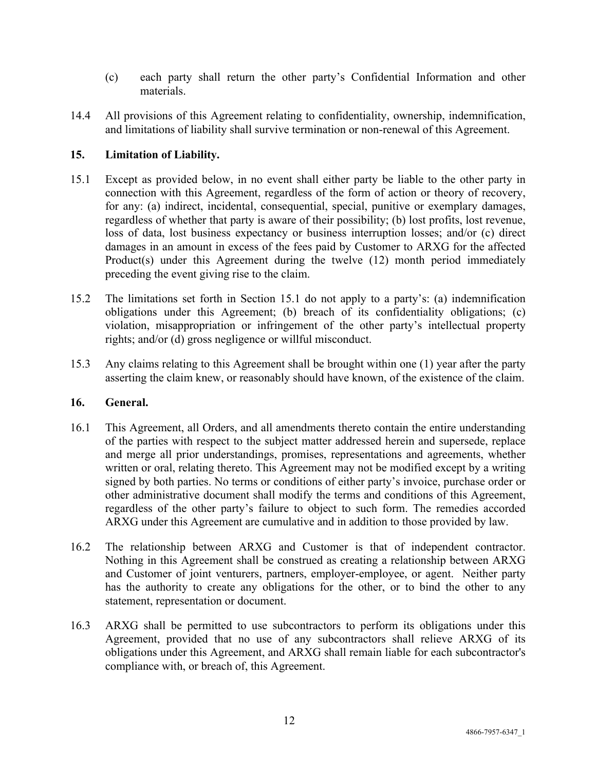(c) each party shall return the other party's Confidential Information and other materials.

14.4 All provisions of this Agreement relating to confidentiality, ownership, indemnification, and limitations of liability shall survive termination or non-renewal of this Agreement.

## 15. Limitation of Liability.

15.1 Except as provided below, in no event shall either party be liable to the other party in connection with this Agreement, regardless of the form of action or theory of recovery, for any: (a) indirect, incidental, consequential, special, punitive or exemplary damages, regardless of whether that party is aware of their possibility; (b) lost profits, lost revenue, loss of data, lost business expectancy or business interruption losses; and/or (c) direct damages in an amount in excess of the fees paid by Customer to ARXG for the affected Product(s) under this Agreement during the twelve (12) month period immediately preceding the event giving rise to the claim.

15.2 The limitations set forth in Section 15.1 do not apply to a party's: (a) indemnification obligations under this Agreement; (b) breach of its confidentiality obligations; (c) violation, misappropriation or infringement of the other party's intellectual property rights; and/or (d) gross negligence or willful misconduct.

15.3 Any claims relating to this Agreement shall be brought within one (1) year after the party asserting the claim knew, or reasonably should have known, of the existence of the claim.

## 16. General.

16.1 This Agreement, all Orders, and all amendments thereto contain the entire understanding of the parties with respect to the subject matter addressed herein and supersede, replace and merge all prior understandings, promises, representations and agreements, whether written or oral, relating thereto. This Agreement may not be modified except by a writing signed by both parties. No terms or conditions of either party's invoice, purchase order or other administrative document shall modify the terms and conditions of this Agreement, regardless of the other party's failure to object to such form. The remedies accorded ARXG under this Agreement are cumulative and in addition to those provided by law.

16.2 The relationship between ARXG and Customer is that of independent contractor. Nothing in this Agreement shall be construed as creating a relationship between ARXG and Customer of joint venturers, partners, employer-employee, or agent. Neither party has the authority to create any obligations for the other, or to bind the other to any statement, representation or document.

16.3 ARXG shall be permitted to use subcontractors to perform its obligations under this Agreement, provided that no use of any subcontractors shall relieve ARXG of its obligations under this Agreement, and ARXG shall remain liable for each subcontractor's compliance with, or breach of, this Agreement.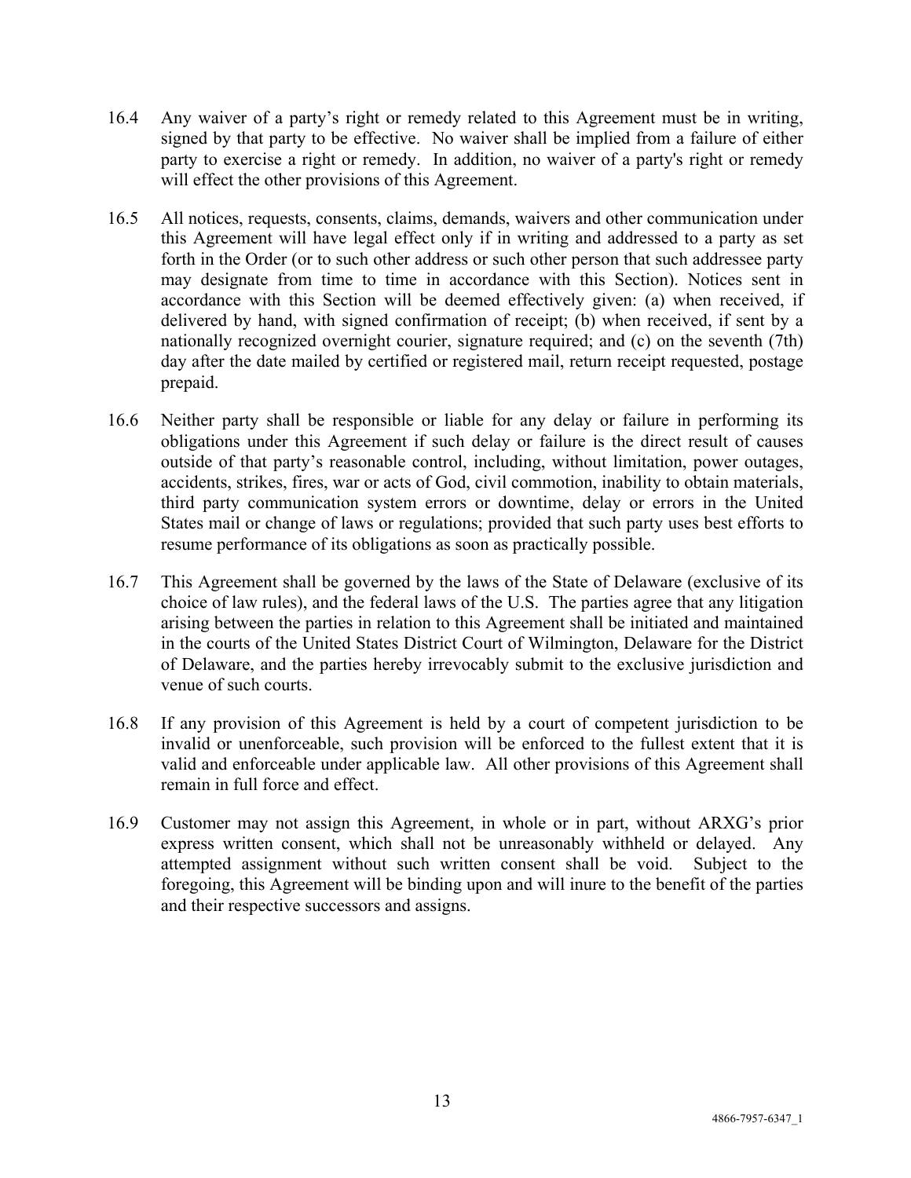16.4 Any waiver of a party's right or remedy related to this Agreement must be in writing, signed by that party to be effective. No waiver shall be implied from a failure of either party to exercise a right or remedy. In addition, no waiver of a party's right or remedy will effect the other provisions of this Agreement.

16.5 All notices, requests, consents, claims, demands, waivers and other communication under this Agreement will have legal effect only if in writing and addressed to a party as set forth in the Order (or to such other address or such other person that such addressee party may designate from time to time in accordance with this Section). Notices sent in accordance with this Section will be deemed effectively given: (a) when received, if delivered by hand, with signed confirmation of receipt; (b) when received, if sent by a nationally recognized overnight courier, signature required; and (c) on the seventh (7th) day after the date mailed by certified or registered mail, return receipt requested, postage prepaid.

16.6 Neither party shall be responsible or liable for any delay or failure in performing its obligations under this Agreement if such delay or failure is the direct result of causes outside of that party's reasonable control, including, without limitation, power outages, accidents, strikes, fires, war or acts of God, civil commotion, inability to obtain materials, third party communication system errors or downtime, delay or errors in the United States mail or change of laws or regulations; provided that such party uses best efforts to resume performance of its obligations as soon as practically possible.

16.7 This Agreement shall be governed by the laws of the State of Delaware (exclusive of its choice of law rules), and the federal laws of the U.S. The parties agree that any litigation arising between the parties in relation to this Agreement shall be initiated and maintained in the courts of the United States District Court of Wilmington, Delaware for the District of Delaware, and the parties hereby irrevocably submit to the exclusive jurisdiction and venue of such courts.

16.8 If any provision of this Agreement is held by a court of competent jurisdiction to be invalid or unenforceable, such provision will be enforced to the fullest extent that it is valid and enforceable under applicable law. All other provisions of this Agreement shall remain in full force and effect.

16.9 Customer may not assign this Agreement, in whole or in part, without ARXG's prior express written consent, which shall not be unreasonably withheld or delayed. Any attempted assignment without such written consent shall be void. Subject to the foregoing, this Agreement will be binding upon and will inure to the benefit of the parties and their respective successors and assigns.